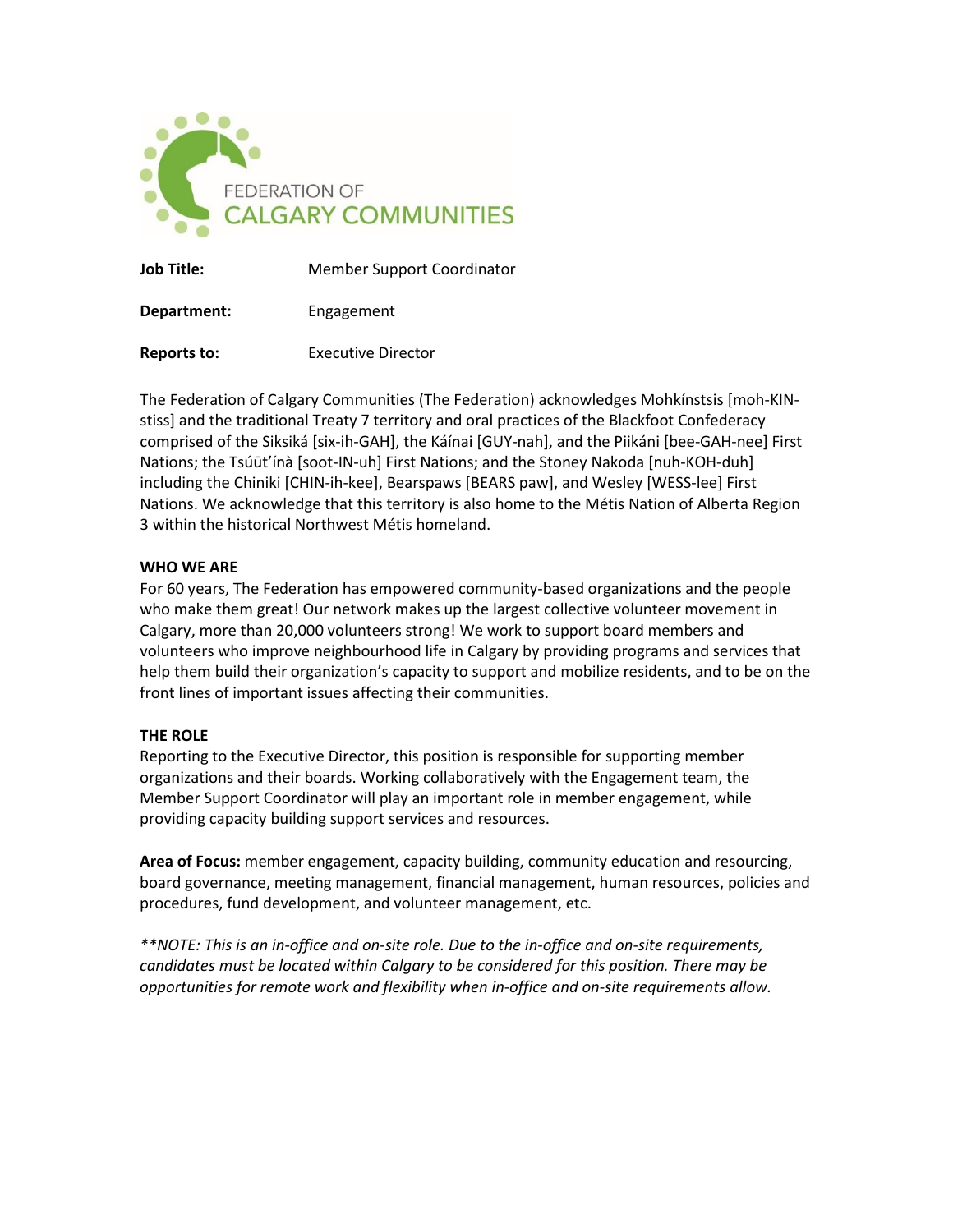FEDERATION OF
CALGARY COMMUNITIES

| | |
|---|---|
| **Job Title:** | Member Support Coordinator |
| **Department:** | Engagement |
| **Reports to:** | Executive Director |

The Federation of Calgary Communities (The Federation) acknowledges Mohkínstsis [moh-KIN-stiss] and the traditional Treaty 7 territory and oral practices of the Blackfoot Confederacy comprised of the Siksiká [six-ih-GAH], the Káínai [GUY-nah], and the Piikáni [bee-GAH-nee] First Nations; the Tsúūt'ínà [soot-IN-uh] First Nations; and the Stoney Nakoda [nuh-KOH-duh] including the Chiniki [CHIN-ih-kee], Bearspaws [BEARS paw], and Wesley [WESS-lee] First Nations. We acknowledge that this territory is also home to the Métis Nation of Alberta Region 3 within the historical Northwest Métis homeland.

## WHO WE ARE

For 60 years, The Federation has empowered community-based organizations and the people who make them great! Our network makes up the largest collective volunteer movement in Calgary, more than 20,000 volunteers strong! We work to support board members and volunteers who improve neighbourhood life in Calgary by providing programs and services that help them build their organization's capacity to support and mobilize residents, and to be on the front lines of important issues affecting their communities.

## THE ROLE

Reporting to the Executive Director, this position is responsible for supporting member organizations and their boards. Working collaboratively with the Engagement team, the Member Support Coordinator will play an important role in member engagement, while providing capacity building support services and resources.

**Area of Focus:** member engagement, capacity building, community education and resourcing, board governance, meeting management, financial management, human resources, policies and procedures, fund development, and volunteer management, etc.

*\*\*NOTE: This is an in-office and on-site role. Due to the in-office and on-site requirements, candidates must be located within Calgary to be considered for this position. There may be opportunities for remote work and flexibility when in-office and on-site requirements allow.*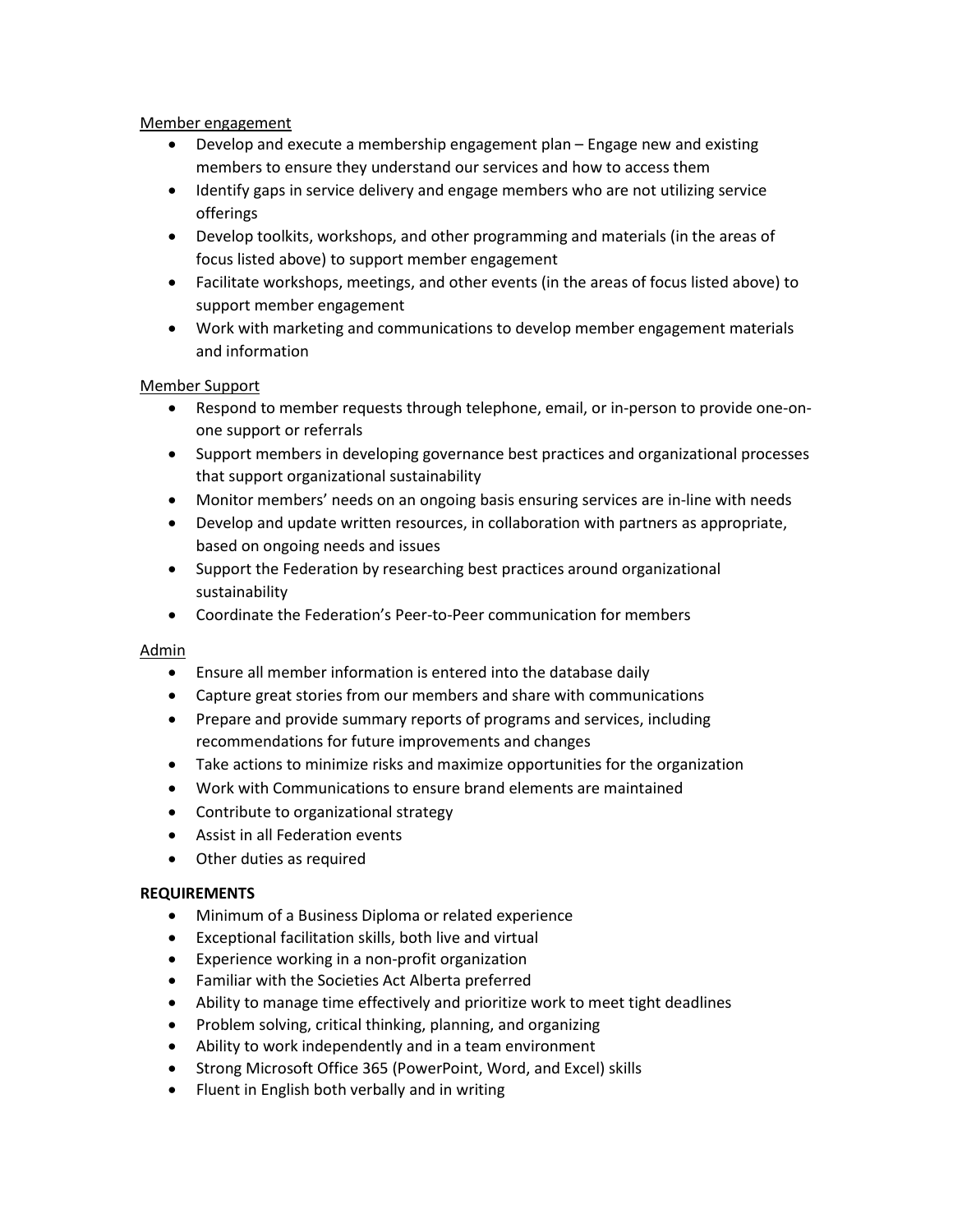Member engagement

- Develop and execute a membership engagement plan – Engage new and existing members to ensure they understand our services and how to access them
- Identify gaps in service delivery and engage members who are not utilizing service offerings
- Develop toolkits, workshops, and other programming and materials (in the areas of focus listed above) to support member engagement
- Facilitate workshops, meetings, and other events (in the areas of focus listed above) to support member engagement
- Work with marketing and communications to develop member engagement materials and information

Member Support

- Respond to member requests through telephone, email, or in-person to provide one-on-one support or referrals
- Support members in developing governance best practices and organizational processes that support organizational sustainability
- Monitor members' needs on an ongoing basis ensuring services are in-line with needs
- Develop and update written resources, in collaboration with partners as appropriate, based on ongoing needs and issues
- Support the Federation by researching best practices around organizational sustainability
- Coordinate the Federation's Peer-to-Peer communication for members

Admin

- Ensure all member information is entered into the database daily
- Capture great stories from our members and share with communications
- Prepare and provide summary reports of programs and services, including recommendations for future improvements and changes
- Take actions to minimize risks and maximize opportunities for the organization
- Work with Communications to ensure brand elements are maintained
- Contribute to organizational strategy
- Assist in all Federation events
- Other duties as required

**REQUIREMENTS**

- Minimum of a Business Diploma or related experience
- Exceptional facilitation skills, both live and virtual
- Experience working in a non-profit organization
- Familiar with the Societies Act Alberta preferred
- Ability to manage time effectively and prioritize work to meet tight deadlines
- Problem solving, critical thinking, planning, and organizing
- Ability to work independently and in a team environment
- Strong Microsoft Office 365 (PowerPoint, Word, and Excel) skills
- Fluent in English both verbally and in writing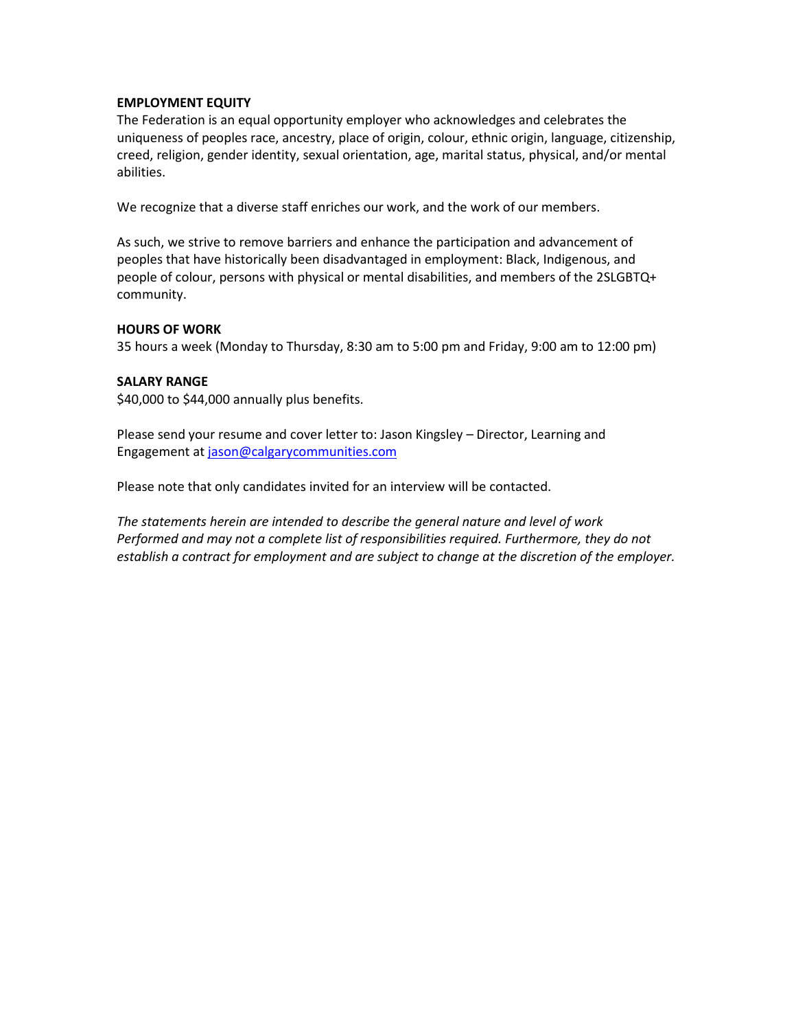**EMPLOYMENT EQUITY**

The Federation is an equal opportunity employer who acknowledges and celebrates the uniqueness of peoples race, ancestry, place of origin, colour, ethnic origin, language, citizenship, creed, religion, gender identity, sexual orientation, age, marital status, physical, and/or mental abilities.

We recognize that a diverse staff enriches our work, and the work of our members.

As such, we strive to remove barriers and enhance the participation and advancement of peoples that have historically been disadvantaged in employment: Black, Indigenous, and people of colour, persons with physical or mental disabilities, and members of the 2SLGBTQ+ community.

**HOURS OF WORK**

35 hours a week (Monday to Thursday, 8:30 am to 5:00 pm and Friday, 9:00 am to 12:00 pm)

**SALARY RANGE**

$40,000 to $44,000 annually plus benefits.

Please send your resume and cover letter to: Jason Kingsley – Director, Learning and Engagement at [jason@calgarycommunities.com](mailto:jason@calgarycommunities.com)

Please note that only candidates invited for an interview will be contacted.

*The statements herein are intended to describe the general nature and level of work Performed and may not a complete list of responsibilities required. Furthermore, they do not establish a contract for employment and are subject to change at the discretion of the employer.*